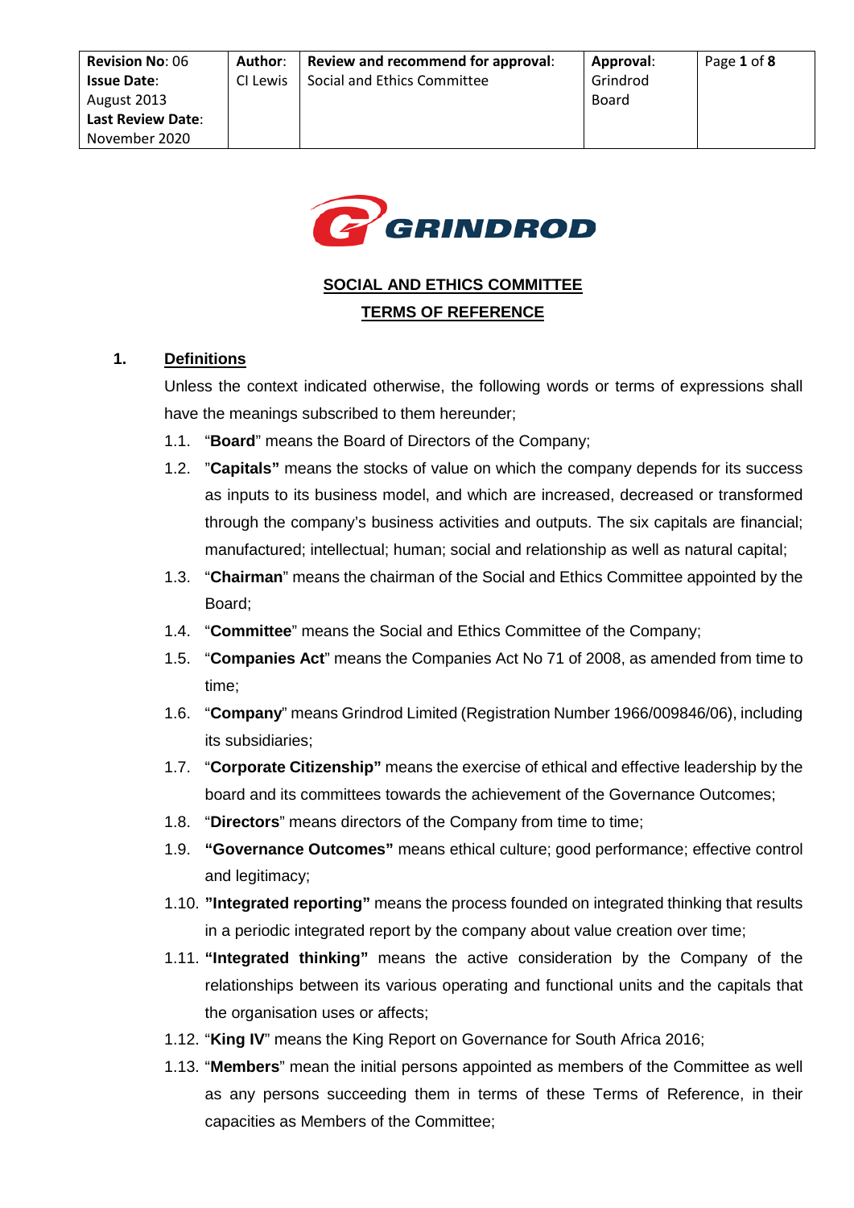| **Revision No**: 06 **Issue Date**: August 2013 **Last Review Date**: November 2020 | **Author**: CI Lewis | **Review and recommend for approval**: Social and Ethics Committee | **Approval**: Grindrod Board | Page **1** of **8** |
|---|---|---|---|---|

GRINDROD

## SOCIAL AND ETHICS COMMITTEE TERMS OF REFERENCE

### 1. Definitions

Unless the context indicated otherwise, the following words or terms of expressions shall have the meanings subscribed to them hereunder;

1.1. "**Board**" means the Board of Directors of the Company;

1.2. "**Capitals**" means the stocks of value on which the company depends for its success as inputs to its business model, and which are increased, decreased or transformed through the company's business activities and outputs. The six capitals are financial; manufactured; intellectual; human; social and relationship as well as natural capital;

1.3. "**Chairman**" means the chairman of the Social and Ethics Committee appointed by the Board;

1.4. "**Committee**" means the Social and Ethics Committee of the Company;

1.5. "**Companies Act**" means the Companies Act No 71 of 2008, as amended from time to time;

1.6. "**Company**" means Grindrod Limited (Registration Number 1966/009846/06), including its subsidiaries;

1.7. "**Corporate Citizenship**" means the exercise of ethical and effective leadership by the board and its committees towards the achievement of the Governance Outcomes;

1.8. "**Directors**" means directors of the Company from time to time;

1.9. **"Governance Outcomes"** means ethical culture; good performance; effective control and legitimacy;

1.10. **"Integrated reporting"** means the process founded on integrated thinking that results in a periodic integrated report by the company about value creation over time;

1.11. **"Integrated thinking"** means the active consideration by the Company of the relationships between its various operating and functional units and the capitals that the organisation uses or affects;

1.12. "**King IV**" means the King Report on Governance for South Africa 2016;

1.13. "**Members**" mean the initial persons appointed as members of the Committee as well as any persons succeeding them in terms of these Terms of Reference, in their capacities as Members of the Committee;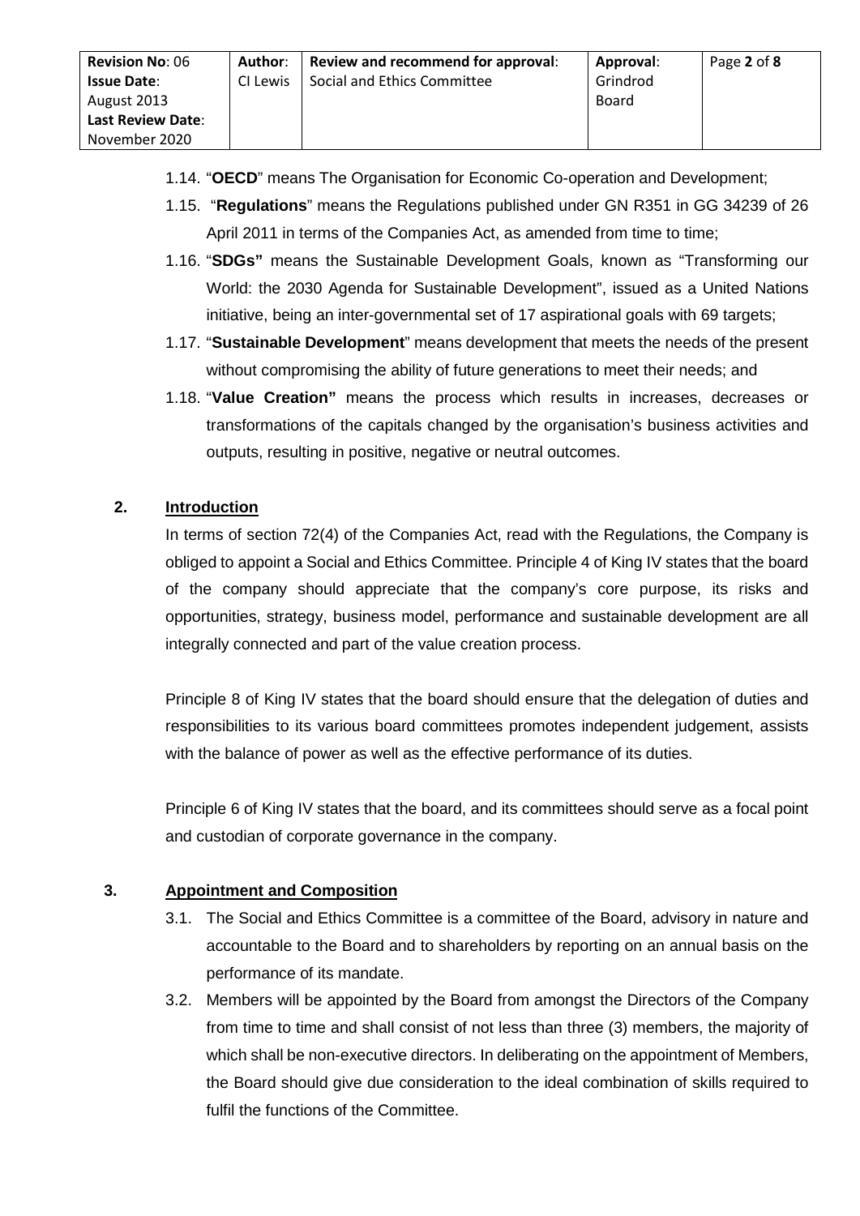1.14. "**OECD**" means The Organisation for Economic Co-operation and Development;

1.15. "**Regulations**" means the Regulations published under GN R351 in GG 34239 of 26 April 2011 in terms of the Companies Act, as amended from time to time;

1.16. "**SDGs"** means the Sustainable Development Goals, known as "Transforming our World: the 2030 Agenda for Sustainable Development", issued as a United Nations initiative, being an inter-governmental set of 17 aspirational goals with 69 targets;

1.17. "**Sustainable Development**" means development that meets the needs of the present without compromising the ability of future generations to meet their needs; and

1.18. "**Value Creation"** means the process which results in increases, decreases or transformations of the capitals changed by the organisation's business activities and outputs, resulting in positive, negative or neutral outcomes.

## 2. Introduction

In terms of section 72(4) of the Companies Act, read with the Regulations, the Company is obliged to appoint a Social and Ethics Committee. Principle 4 of King IV states that the board of the company should appreciate that the company's core purpose, its risks and opportunities, strategy, business model, performance and sustainable development are all integrally connected and part of the value creation process.

Principle 8 of King IV states that the board should ensure that the delegation of duties and responsibilities to its various board committees promotes independent judgement, assists with the balance of power as well as the effective performance of its duties.

Principle 6 of King IV states that the board, and its committees should serve as a focal point and custodian of corporate governance in the company.

## 3. Appointment and Composition

3.1. The Social and Ethics Committee is a committee of the Board, advisory in nature and accountable to the Board and to shareholders by reporting on an annual basis on the performance of its mandate.

3.2. Members will be appointed by the Board from amongst the Directors of the Company from time to time and shall consist of not less than three (3) members, the majority of which shall be non-executive directors. In deliberating on the appointment of Members, the Board should give due consideration to the ideal combination of skills required to fulfil the functions of the Committee.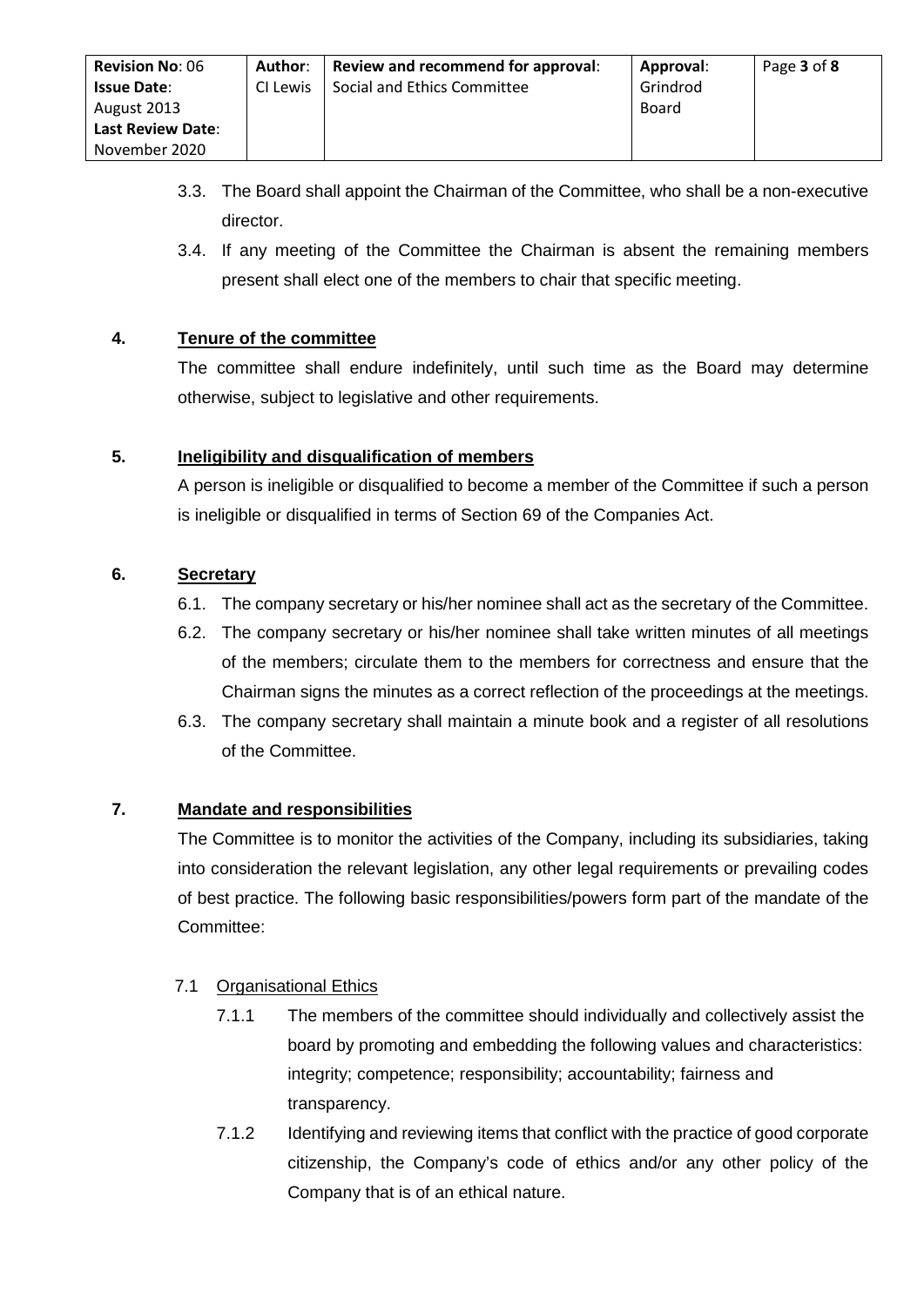3.3. The Board shall appoint the Chairman of the Committee, who shall be a non-executive director.

3.4. If any meeting of the Committee the Chairman is absent the remaining members present shall elect one of the members to chair that specific meeting.

## 4. Tenure of the committee

The committee shall endure indefinitely, until such time as the Board may determine otherwise, subject to legislative and other requirements.

## 5. Ineligibility and disqualification of members

A person is ineligible or disqualified to become a member of the Committee if such a person is ineligible or disqualified in terms of Section 69 of the Companies Act.

## 6. Secretary

6.1. The company secretary or his/her nominee shall act as the secretary of the Committee.

6.2. The company secretary or his/her nominee shall take written minutes of all meetings of the members; circulate them to the members for correctness and ensure that the Chairman signs the minutes as a correct reflection of the proceedings at the meetings.

6.3. The company secretary shall maintain a minute book and a register of all resolutions of the Committee.

## 7. Mandate and responsibilities

The Committee is to monitor the activities of the Company, including its subsidiaries, taking into consideration the relevant legislation, any other legal requirements or prevailing codes of best practice. The following basic responsibilities/powers form part of the mandate of the Committee:

### 7.1 Organisational Ethics

7.1.1 The members of the committee should individually and collectively assist the board by promoting and embedding the following values and characteristics: integrity; competence; responsibility; accountability; fairness and transparency.

7.1.2 Identifying and reviewing items that conflict with the practice of good corporate citizenship, the Company's code of ethics and/or any other policy of the Company that is of an ethical nature.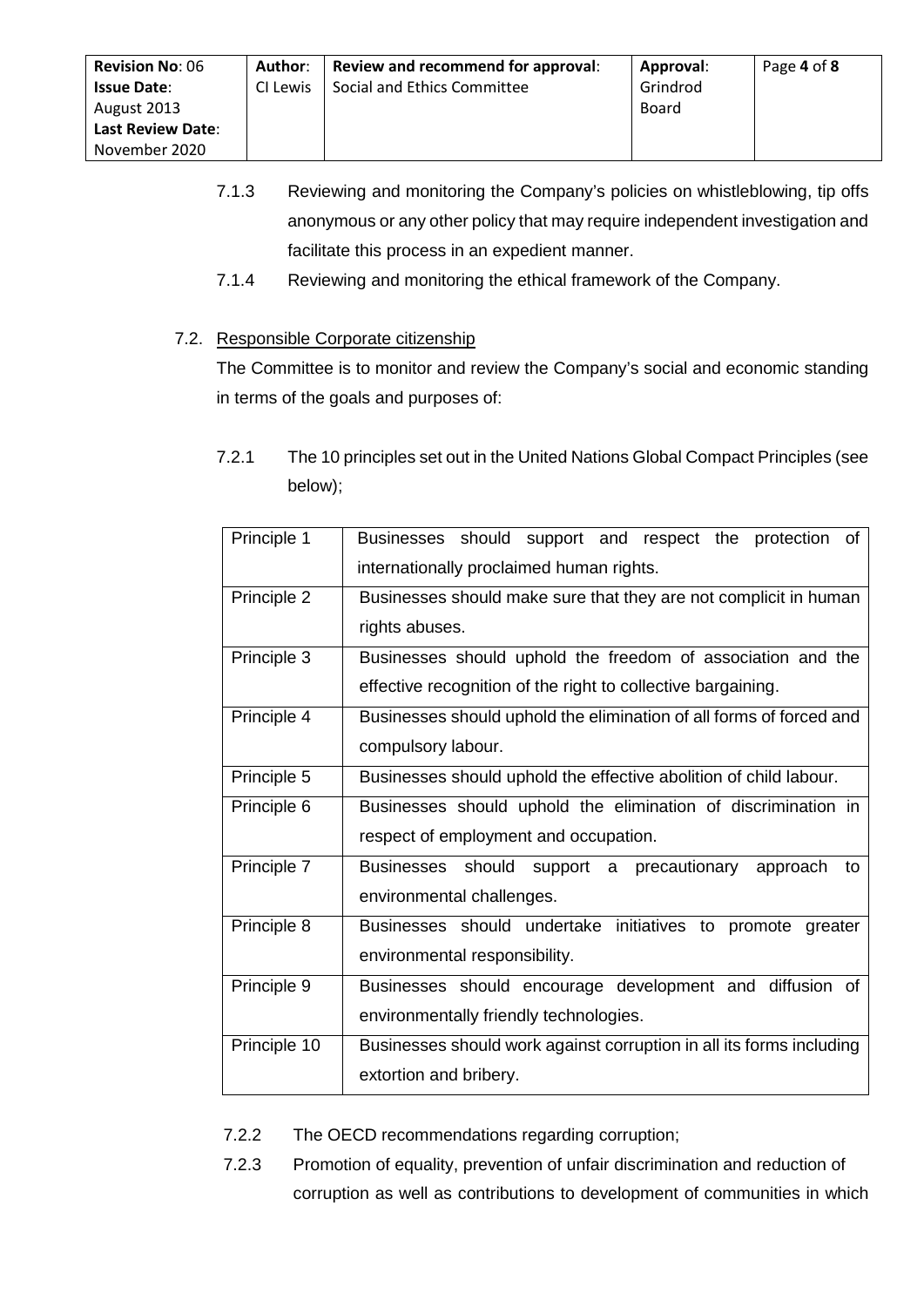7.1.3 Reviewing and monitoring the Company's policies on whistleblowing, tip offs anonymous or any other policy that may require independent investigation and facilitate this process in an expedient manner.

7.1.4 Reviewing and monitoring the ethical framework of the Company.

7.2. Responsible Corporate citizenship

The Committee is to monitor and review the Company's social and economic standing in terms of the goals and purposes of:

7.2.1 The 10 principles set out in the United Nations Global Compact Principles (see below);

| | |
|---|---|
| Principle 1 | Businesses should support and respect the protection of internationally proclaimed human rights. |
| Principle 2 | Businesses should make sure that they are not complicit in human rights abuses. |
| Principle 3 | Businesses should uphold the freedom of association and the effective recognition of the right to collective bargaining. |
| Principle 4 | Businesses should uphold the elimination of all forms of forced and compulsory labour. |
| Principle 5 | Businesses should uphold the effective abolition of child labour. |
| Principle 6 | Businesses should uphold the elimination of discrimination in respect of employment and occupation. |
| Principle 7 | Businesses should support a precautionary approach to environmental challenges. |
| Principle 8 | Businesses should undertake initiatives to promote greater environmental responsibility. |
| Principle 9 | Businesses should encourage development and diffusion of environmentally friendly technologies. |
| Principle 10 | Businesses should work against corruption in all its forms including extortion and bribery. |

7.2.2 The OECD recommendations regarding corruption;

7.2.3 Promotion of equality, prevention of unfair discrimination and reduction of corruption as well as contributions to development of communities in which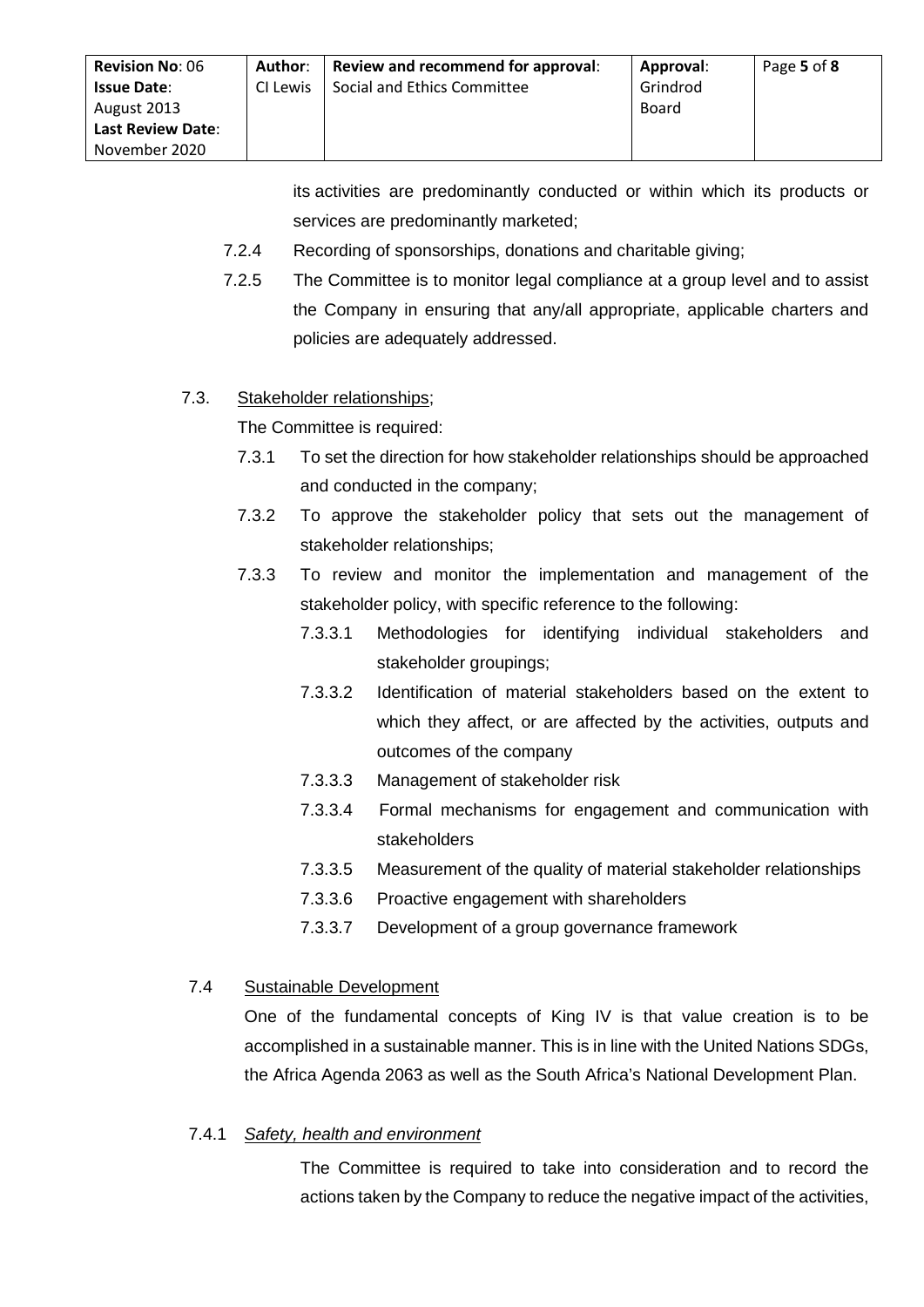its activities are predominantly conducted or within which its products or services are predominantly marketed;

7.2.4 Recording of sponsorships, donations and charitable giving;

7.2.5 The Committee is to monitor legal compliance at a group level and to assist the Company in ensuring that any/all appropriate, applicable charters and policies are adequately addressed.

7.3. Stakeholder relationships;

The Committee is required:

7.3.1 To set the direction for how stakeholder relationships should be approached and conducted in the company;

7.3.2 To approve the stakeholder policy that sets out the management of stakeholder relationships;

7.3.3 To review and monitor the implementation and management of the stakeholder policy, with specific reference to the following:

7.3.3.1 Methodologies for identifying individual stakeholders and stakeholder groupings;

7.3.3.2 Identification of material stakeholders based on the extent to which they affect, or are affected by the activities, outputs and outcomes of the company

7.3.3.3 Management of stakeholder risk

7.3.3.4 Formal mechanisms for engagement and communication with stakeholders

7.3.3.5 Measurement of the quality of material stakeholder relationships

7.3.3.6 Proactive engagement with shareholders

7.3.3.7 Development of a group governance framework

7.4 Sustainable Development

One of the fundamental concepts of King IV is that value creation is to be accomplished in a sustainable manner. This is in line with the United Nations SDGs, the Africa Agenda 2063 as well as the South Africa's National Development Plan.

7.4.1 *Safety, health and environment*

The Committee is required to take into consideration and to record the actions taken by the Company to reduce the negative impact of the activities,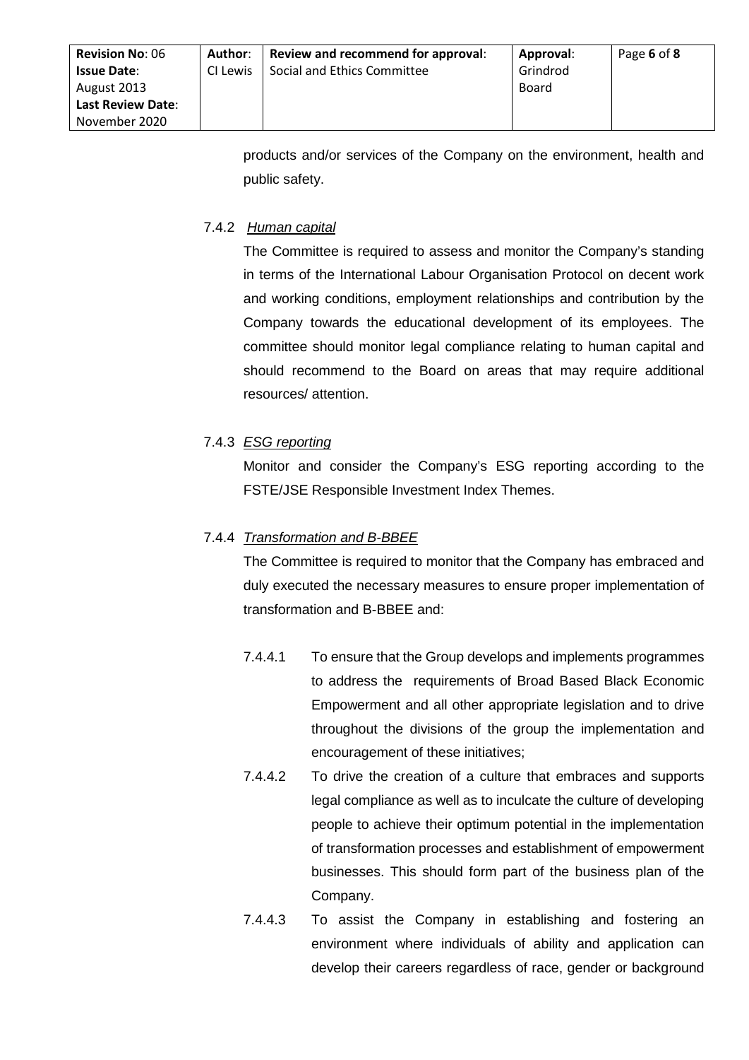products and/or services of the Company on the environment, health and public safety.

7.4.2 *Human capital*

The Committee is required to assess and monitor the Company's standing in terms of the International Labour Organisation Protocol on decent work and working conditions, employment relationships and contribution by the Company towards the educational development of its employees. The committee should monitor legal compliance relating to human capital and should recommend to the Board on areas that may require additional resources/ attention.

7.4.3 *ESG reporting*

Monitor and consider the Company's ESG reporting according to the FSTE/JSE Responsible Investment Index Themes.

7.4.4 *Transformation and B-BBEE*

The Committee is required to monitor that the Company has embraced and duly executed the necessary measures to ensure proper implementation of transformation and B-BBEE and:

7.4.4.1 To ensure that the Group develops and implements programmes to address the requirements of Broad Based Black Economic Empowerment and all other appropriate legislation and to drive throughout the divisions of the group the implementation and encouragement of these initiatives;

7.4.4.2 To drive the creation of a culture that embraces and supports legal compliance as well as to inculcate the culture of developing people to achieve their optimum potential in the implementation of transformation processes and establishment of empowerment businesses. This should form part of the business plan of the Company.

7.4.4.3 To assist the Company in establishing and fostering an environment where individuals of ability and application can develop their careers regardless of race, gender or background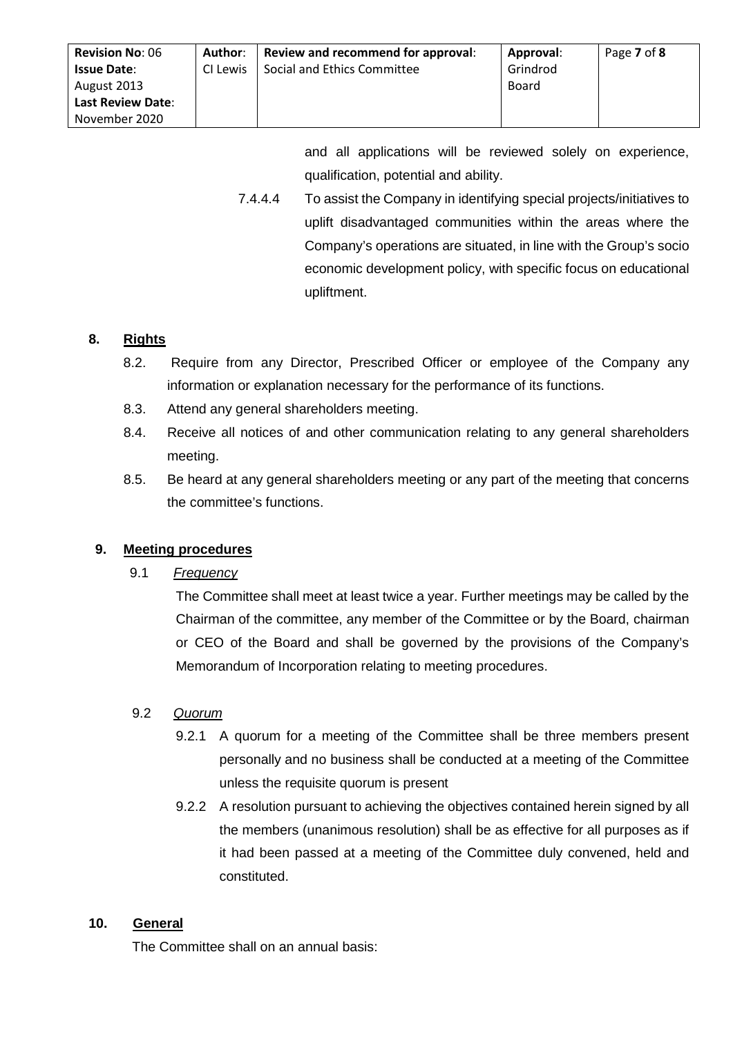and all applications will be reviewed solely on experience, qualification, potential and ability.

7.4.4.4 To assist the Company in identifying special projects/initiatives to uplift disadvantaged communities within the areas where the Company's operations are situated, in line with the Group's socio economic development policy, with specific focus on educational upliftment.

## 8. Rights

8.2. Require from any Director, Prescribed Officer or employee of the Company any information or explanation necessary for the performance of its functions.

8.3. Attend any general shareholders meeting.

8.4. Receive all notices of and other communication relating to any general shareholders meeting.

8.5. Be heard at any general shareholders meeting or any part of the meeting that concerns the committee's functions.

## 9. Meeting procedures

9.1 *Frequency*

The Committee shall meet at least twice a year. Further meetings may be called by the Chairman of the committee, any member of the Committee or by the Board, chairman or CEO of the Board and shall be governed by the provisions of the Company's Memorandum of Incorporation relating to meeting procedures.

9.2 *Quorum*

9.2.1 A quorum for a meeting of the Committee shall be three members present personally and no business shall be conducted at a meeting of the Committee unless the requisite quorum is present

9.2.2 A resolution pursuant to achieving the objectives contained herein signed by all the members (unanimous resolution) shall be as effective for all purposes as if it had been passed at a meeting of the Committee duly convened, held and constituted.

## 10. General

The Committee shall on an annual basis: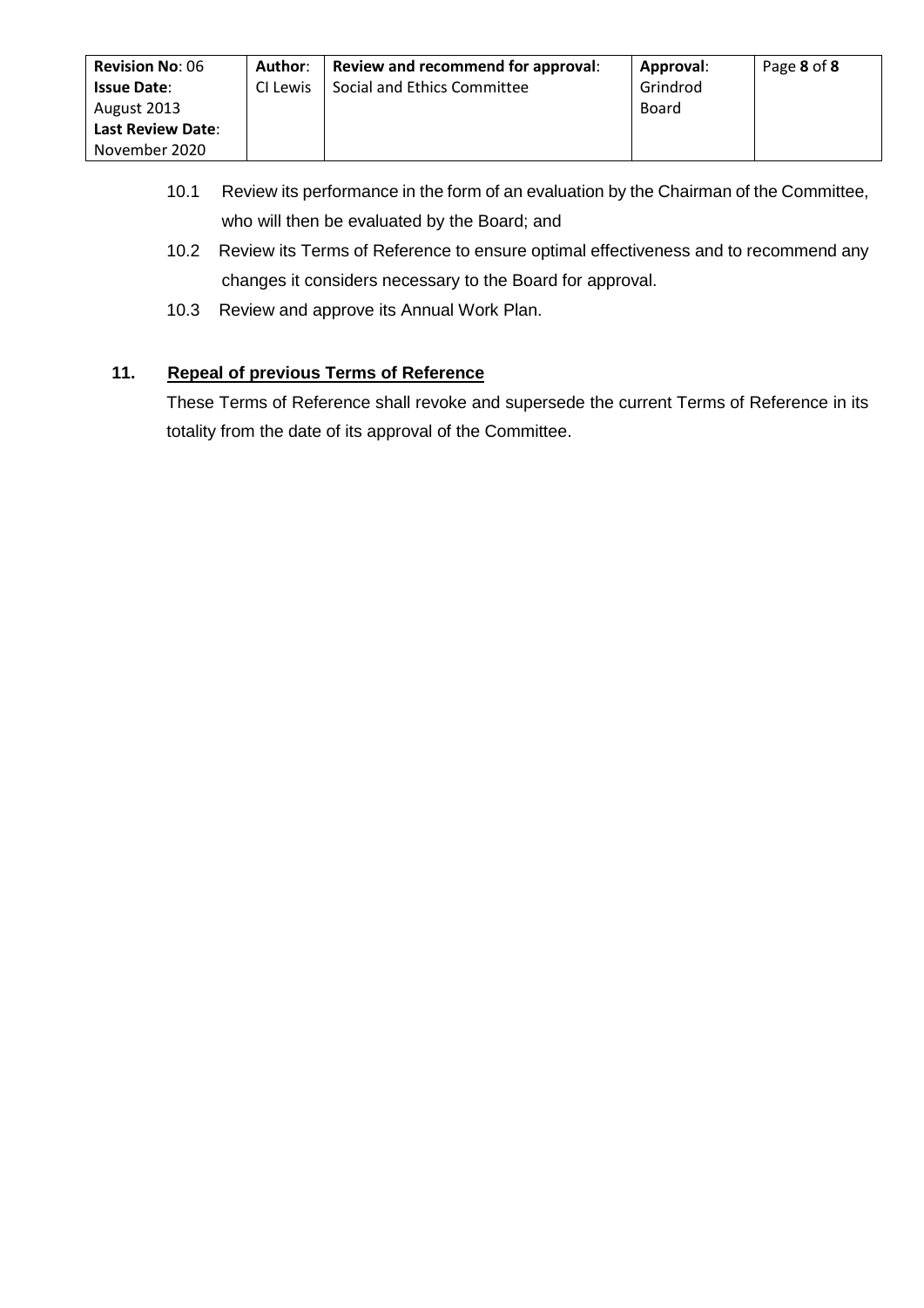10.1 Review its performance in the form of an evaluation by the Chairman of the Committee, who will then be evaluated by the Board; and

10.2 Review its Terms of Reference to ensure optimal effectiveness and to recommend any changes it considers necessary to the Board for approval.

10.3 Review and approve its Annual Work Plan.

## 11. Repeal of previous Terms of Reference

These Terms of Reference shall revoke and supersede the current Terms of Reference in its totality from the date of its approval of the Committee.